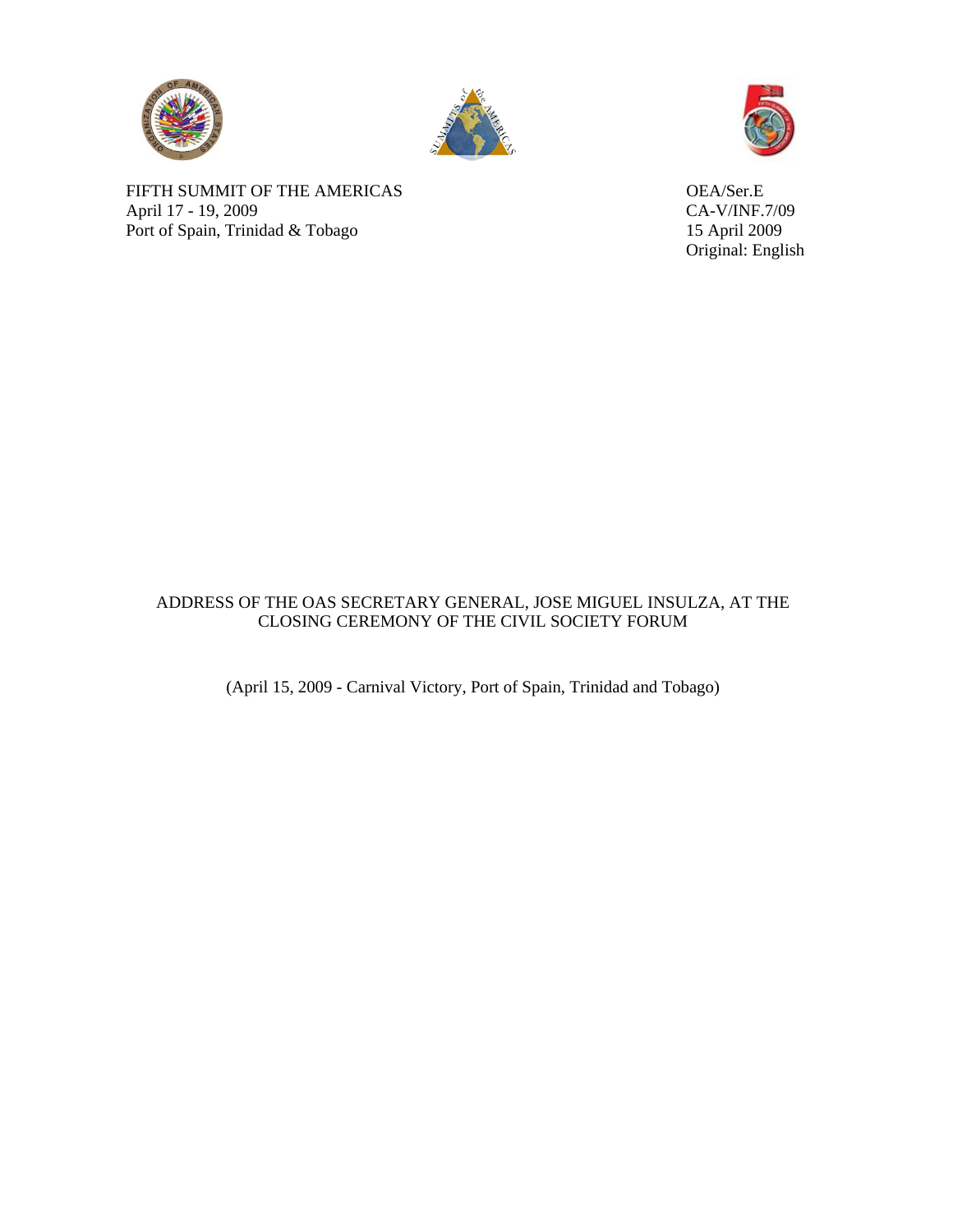FIFTH SUMMIT OF THE AMERICAS
April 17 - 19, 2009
Port of Spain, Trinidad & Tobago

OEA/Ser.E
CA-V/INF.7/09
15 April 2009
Original: English

# ADDRESS OF THE OAS SECRETARY GENERAL, JOSE MIGUEL INSULZA, AT THE CLOSING CEREMONY OF THE CIVIL SOCIETY FORUM

(April 15, 2009 - Carnival Victory, Port of Spain, Trinidad and Tobago)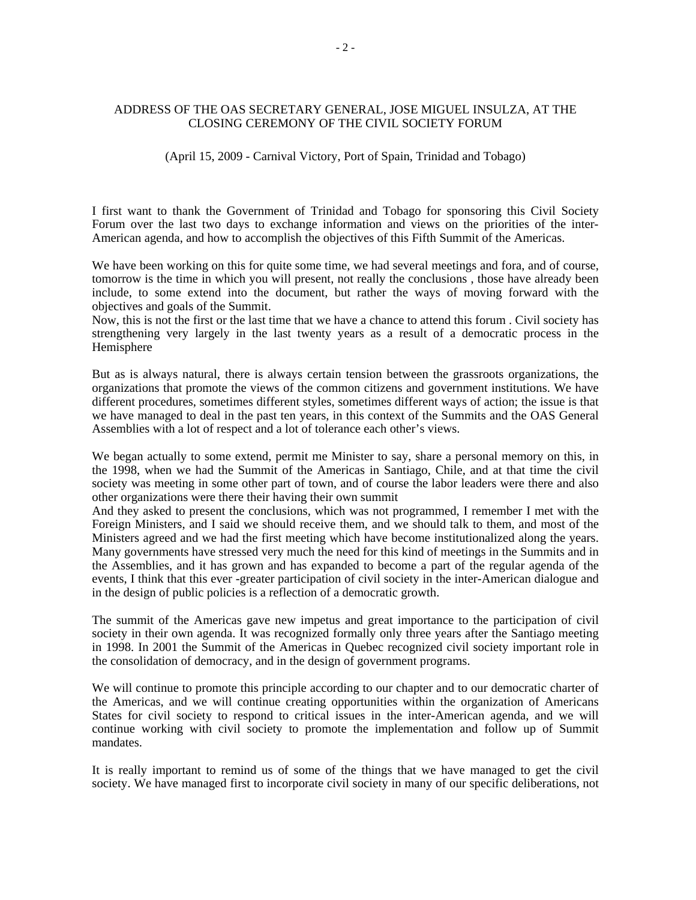ADDRESS OF THE OAS SECRETARY GENERAL, JOSE MIGUEL INSULZA, AT THE CLOSING CEREMONY OF THE CIVIL SOCIETY FORUM

(April 15, 2009 - Carnival Victory, Port of Spain, Trinidad and Tobago)

I first want to thank the Government of Trinidad and Tobago for sponsoring this Civil Society Forum over the last two days to exchange information and views on the priorities of the inter-American agenda, and how to accomplish the objectives of this Fifth Summit of the Americas.

We have been working on this for quite some time, we had several meetings and fora, and of course, tomorrow is the time in which you will present, not really the conclusions , those have already been include, to some extend into the document, but rather the ways of moving forward with the objectives and goals of the Summit.
Now, this is not the first or the last time that we have a chance to attend this forum . Civil society has strengthening very largely in the last twenty years as a result of a democratic process in the Hemisphere

But as is always natural, there is always certain tension between the grassroots organizations, the organizations that promote the views of the common citizens and government institutions. We have different procedures, sometimes different styles, sometimes different ways of action; the issue is that we have managed to deal in the past ten years, in this context of the Summits and the OAS General Assemblies with a lot of respect and a lot of tolerance each other's views.

We began actually to some extend, permit me Minister to say, share a personal memory on this, in the 1998, when we had the Summit of the Americas in Santiago, Chile, and at that time the civil society was meeting in some other part of town, and of course the labor leaders were there and also other organizations were there their having their own summit
And they asked to present the conclusions, which was not programmed, I remember I met with the Foreign Ministers, and I said we should receive them, and we should talk to them, and most of the Ministers agreed and we had the first meeting which have become institutionalized along the years. Many governments have stressed very much the need for this kind of meetings in the Summits and in the Assemblies, and it has grown and has expanded to become a part of the regular agenda of the events, I think that this ever -greater participation of civil society in the inter-American dialogue and in the design of public policies is a reflection of a democratic growth.

The summit of the Americas gave new impetus and great importance to the participation of civil society in their own agenda. It was recognized formally only three years after the Santiago meeting in 1998. In 2001 the Summit of the Americas in Quebec recognized civil society important role in the consolidation of democracy, and in the design of government programs.

We will continue to promote this principle according to our chapter and to our democratic charter of the Americas, and we will continue creating opportunities within the organization of Americans States for civil society to respond to critical issues in the inter-American agenda, and we will continue working with civil society to promote the implementation and follow up of Summit mandates.

It is really important to remind us of some of the things that we have managed to get the civil society. We have managed first to incorporate civil society in many of our specific deliberations, not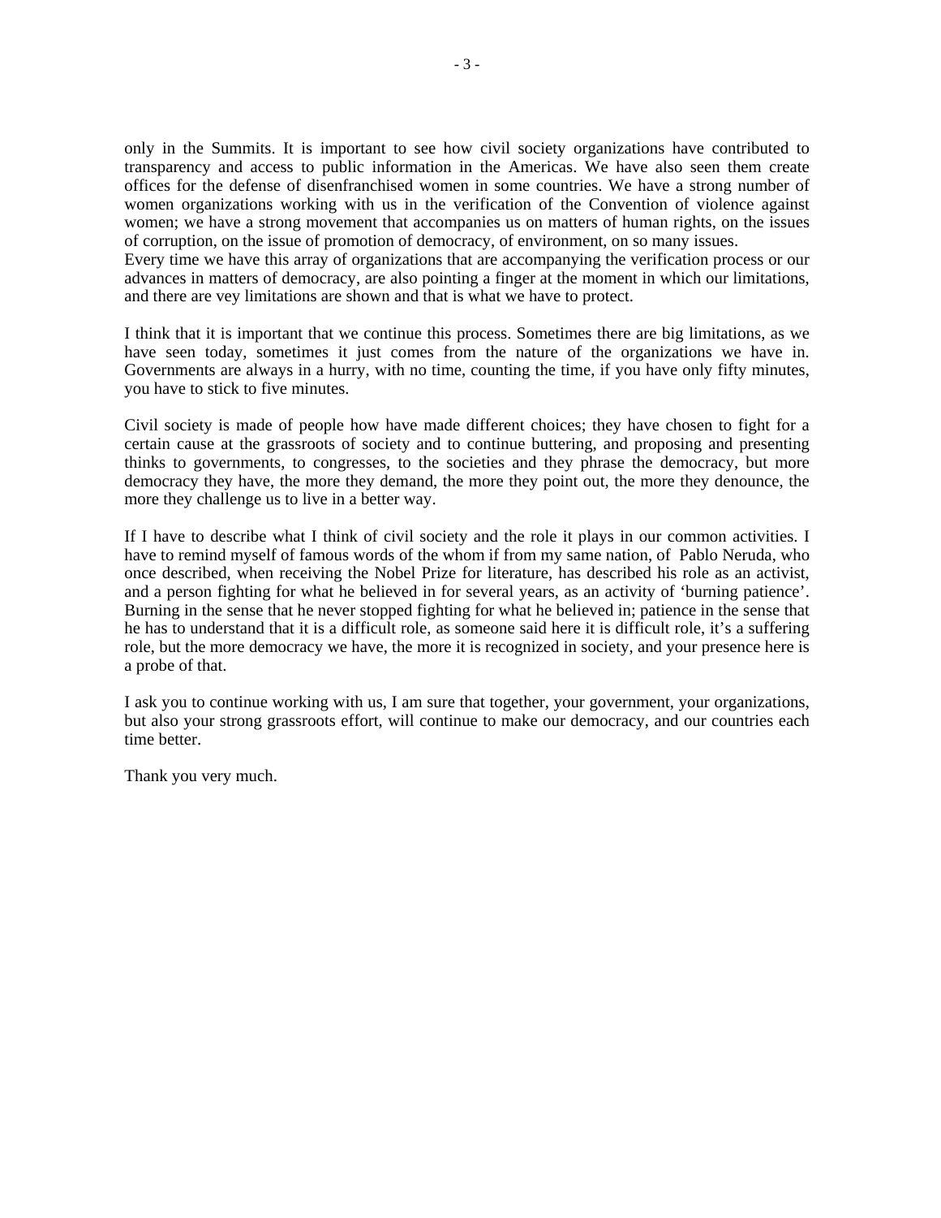only in the Summits. It is important to see how civil society organizations have contributed to transparency and access to public information in the Americas. We have also seen them create offices for the defense of disenfranchised women in some countries. We have a strong number of women organizations working with us in the verification of the Convention of violence against women; we have a strong movement that accompanies us on matters of human rights, on the issues of corruption, on the issue of promotion of democracy, of environment, on so many issues.
Every time we have this array of organizations that are accompanying the verification process or our advances in matters of democracy, are also pointing a finger at the moment in which our limitations, and there are vey limitations are shown and that is what we have to protect.

I think that it is important that we continue this process. Sometimes there are big limitations, as we have seen today, sometimes it just comes from the nature of the organizations we have in. Governments are always in a hurry, with no time, counting the time, if you have only fifty minutes, you have to stick to five minutes.

Civil society is made of people how have made different choices; they have chosen to fight for a certain cause at the grassroots of society and to continue buttering, and proposing and presenting thinks to governments, to congresses, to the societies and they phrase the democracy, but more democracy they have, the more they demand, the more they point out, the more they denounce, the more they challenge us to live in a better way.

If I have to describe what I think of civil society and the role it plays in our common activities. I have to remind myself of famous words of the whom if from my same nation, of Pablo Neruda, who once described, when receiving the Nobel Prize for literature, has described his role as an activist, and a person fighting for what he believed in for several years, as an activity of 'burning patience'. Burning in the sense that he never stopped fighting for what he believed in; patience in the sense that he has to understand that it is a difficult role, as someone said here it is difficult role, it's a suffering role, but the more democracy we have, the more it is recognized in society, and your presence here is a probe of that.

I ask you to continue working with us, I am sure that together, your government, your organizations, but also your strong grassroots effort, will continue to make our democracy, and our countries each time better.

Thank you very much.